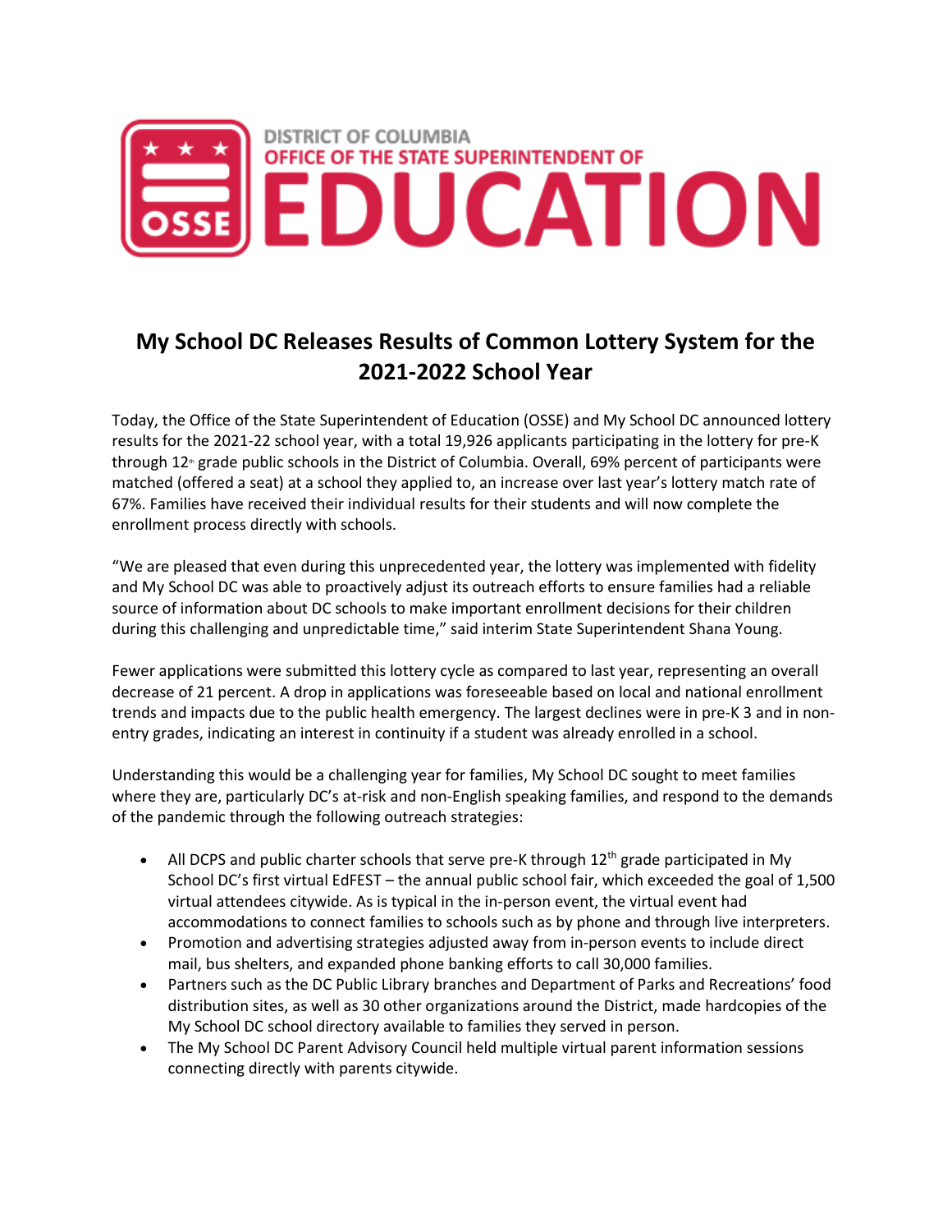DISTRICT OF COLUMBIA
OFFICE OF THE STATE SUPERINTENDENT OF
EDUCATION

# My School DC Releases Results of Common Lottery System for the 2021-2022 School Year

Today, the Office of the State Superintendent of Education (OSSE) and My School DC announced lottery results for the 2021-22 school year, with a total 19,926 applicants participating in the lottery for pre-K through 12th grade public schools in the District of Columbia. Overall, 69% percent of participants were matched (offered a seat) at a school they applied to, an increase over last year's lottery match rate of 67%. Families have received their individual results for their students and will now complete the enrollment process directly with schools.

"We are pleased that even during this unprecedented year, the lottery was implemented with fidelity and My School DC was able to proactively adjust its outreach efforts to ensure families had a reliable source of information about DC schools to make important enrollment decisions for their children during this challenging and unpredictable time," said interim State Superintendent Shana Young.

Fewer applications were submitted this lottery cycle as compared to last year, representing an overall decrease of 21 percent. A drop in applications was foreseeable based on local and national enrollment trends and impacts due to the public health emergency. The largest declines were in pre-K 3 and in non-entry grades, indicating an interest in continuity if a student was already enrolled in a school.

Understanding this would be a challenging year for families, My School DC sought to meet families where they are, particularly DC's at-risk and non-English speaking families, and respond to the demands of the pandemic through the following outreach strategies:

- All DCPS and public charter schools that serve pre-K through 12th grade participated in My School DC's first virtual EdFEST – the annual public school fair, which exceeded the goal of 1,500 virtual attendees citywide. As is typical in the in-person event, the virtual event had accommodations to connect families to schools such as by phone and through live interpreters.
- Promotion and advertising strategies adjusted away from in-person events to include direct mail, bus shelters, and expanded phone banking efforts to call 30,000 families.
- Partners such as the DC Public Library branches and Department of Parks and Recreations' food distribution sites, as well as 30 other organizations around the District, made hardcopies of the My School DC school directory available to families they served in person.
- The My School DC Parent Advisory Council held multiple virtual parent information sessions connecting directly with parents citywide.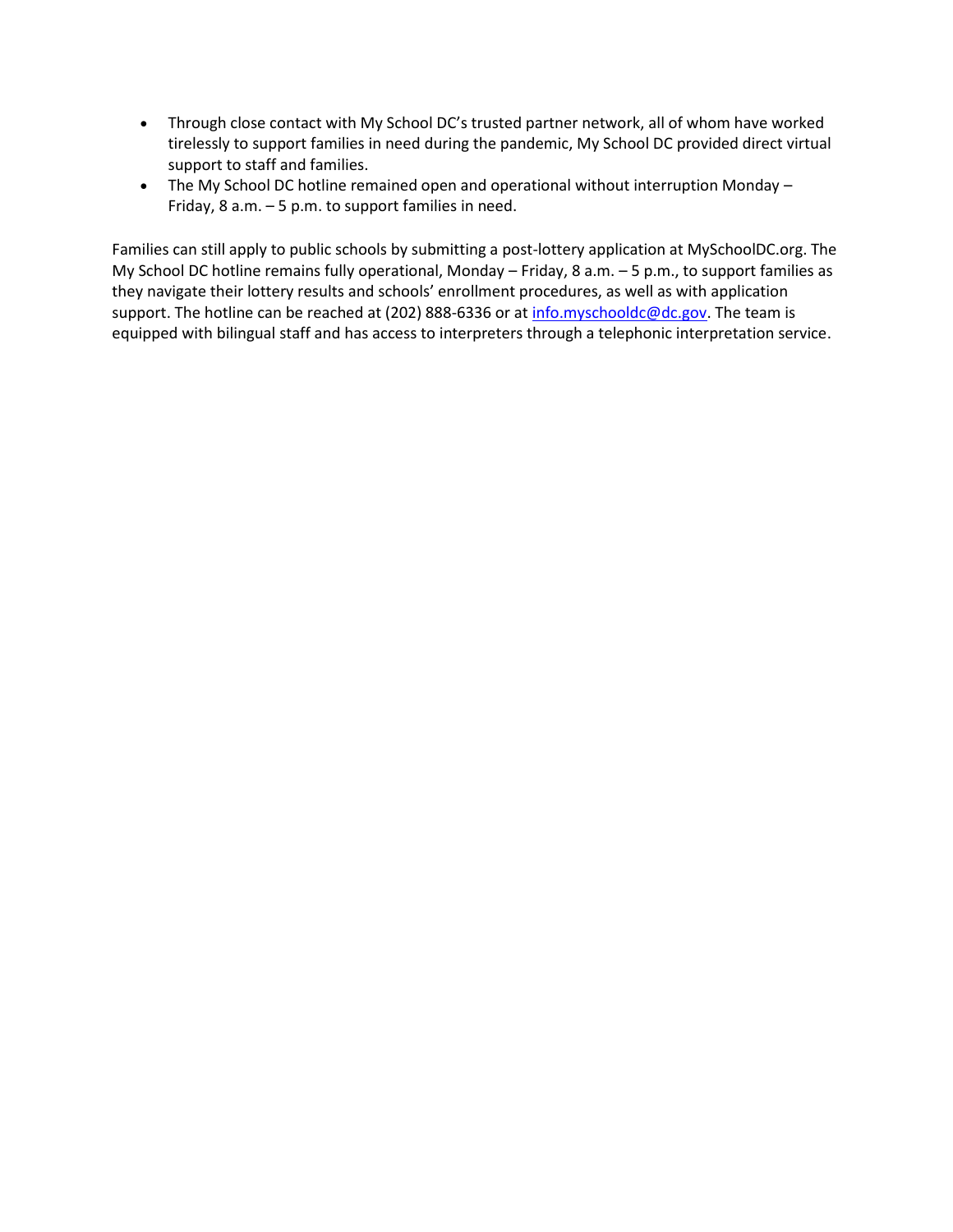- Through close contact with My School DC's trusted partner network, all of whom have worked tirelessly to support families in need during the pandemic, My School DC provided direct virtual support to staff and families.
- The My School DC hotline remained open and operational without interruption Monday – Friday, 8 a.m. – 5 p.m. to support families in need.

Families can still apply to public schools by submitting a post-lottery application at MySchoolDC.org. The My School DC hotline remains fully operational, Monday – Friday, 8 a.m. – 5 p.m., to support families as they navigate their lottery results and schools' enrollment procedures, as well as with application support. The hotline can be reached at (202) 888-6336 or at info.myschooldc@dc.gov. The team is equipped with bilingual staff and has access to interpreters through a telephonic interpretation service.